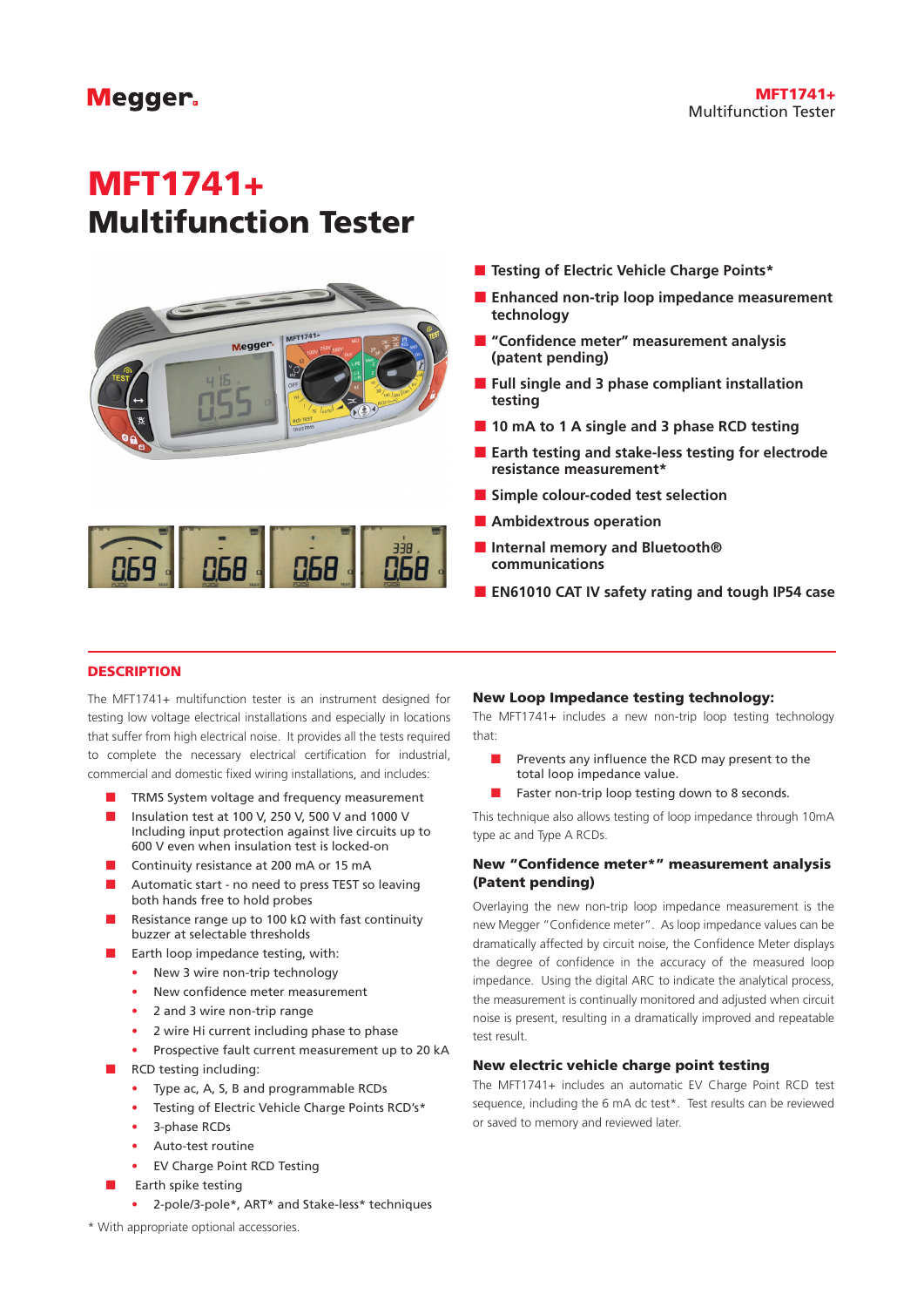# MFT1741+
# Multifunction Tester

- Testing of Electric Vehicle Charge Points*
- Enhanced non-trip loop impedance measurement technology
- "Confidence meter" measurement analysis (patent pending)
- Full single and 3 phase compliant installation testing
- 10 mA to 1 A single and 3 phase RCD testing
- Earth testing and stake-less testing for electrode resistance measurement*
- Simple colour-coded test selection
- Ambidextrous operation
- Internal memory and Bluetooth® communications
- EN61010 CAT IV safety rating and tough IP54 case

## DESCRIPTION

The MFT1741+ multifunction tester is an instrument designed for testing low voltage electrical installations and especially in locations that suffer from high electrical noise. It provides all the tests required to complete the necessary electrical certification for industrial, commercial and domestic fixed wiring installations, and includes:

- TRMS System voltage and frequency measurement
- Insulation test at 100 V, 250 V, 500 V and 1000 V Including input protection against live circuits up to 600 V even when insulation test is locked-on
- Continuity resistance at 200 mA or 15 mA
- Automatic start - no need to press TEST so leaving both hands free to hold probes
- Resistance range up to 100 kΩ with fast continuity buzzer at selectable thresholds
- Earth loop impedance testing, with:
  - New 3 wire non-trip technology
  - New confidence meter measurement
  - 2 and 3 wire non-trip range
  - 2 wire Hi current including phase to phase
  - Prospective fault current measurement up to 20 kA
- RCD testing including:
  - Type ac, A, S, B and programmable RCDs
  - Testing of Electric Vehicle Charge Points RCD's*
  - 3-phase RCDs
  - Auto-test routine
  - EV Charge Point RCD Testing
- Earth spike testing
  - 2-pole/3-pole*, ART* and Stake-less* techniques

\* With appropriate optional accessories.

### New Loop Impedance testing technology:

The MFT1741+ includes a new non-trip loop testing technology that:

- Prevents any influence the RCD may present to the total loop impedance value.
- Faster non-trip loop testing down to 8 seconds.

This technique also allows testing of loop impedance through 10mA type ac and Type A RCDs.

### New "Confidence meter*" measurement analysis (Patent pending)

Overlaying the new non-trip loop impedance measurement is the new Megger "Confidence meter". As loop impedance values can be dramatically affected by circuit noise, the Confidence Meter displays the degree of confidence in the accuracy of the measured loop impedance. Using the digital ARC to indicate the analytical process, the measurement is continually monitored and adjusted when circuit noise is present, resulting in a dramatically improved and repeatable test result.

### New electric vehicle charge point testing

The MFT1741+ includes an automatic EV Charge Point RCD test sequence, including the 6 mA dc test*. Test results can be reviewed or saved to memory and reviewed later.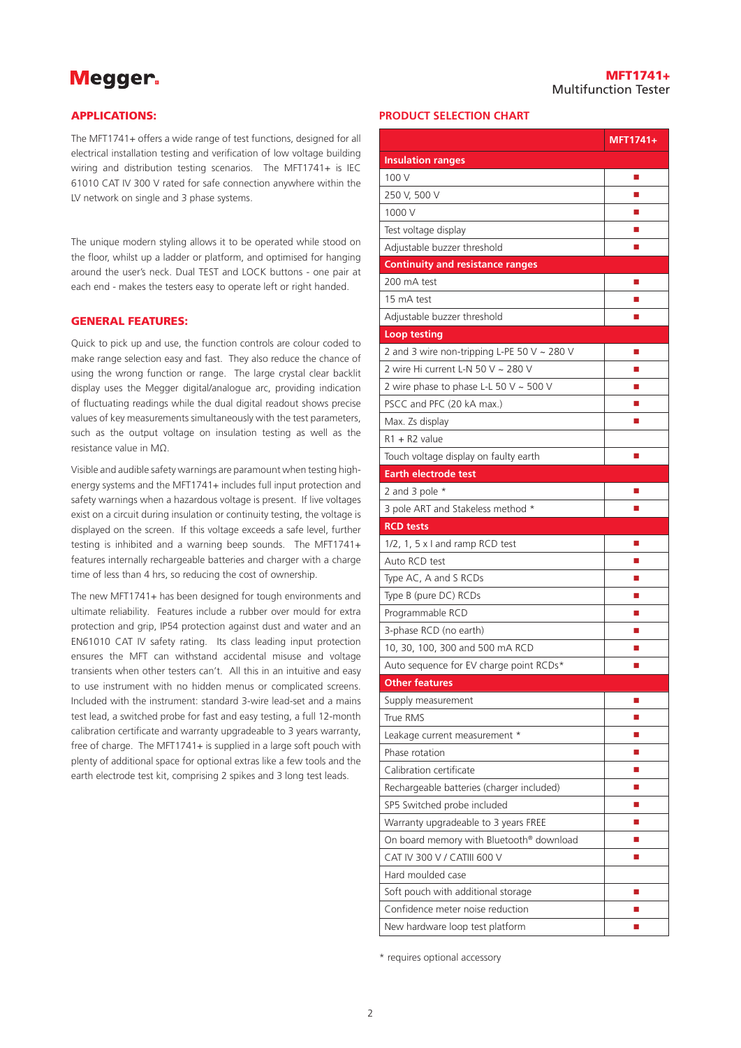## APPLICATIONS:

The MFT1741+ offers a wide range of test functions, designed for all electrical installation testing and verification of low voltage building wiring and distribution testing scenarios. The MFT1741+ is IEC 61010 CAT IV 300 V rated for safe connection anywhere within the LV network on single and 3 phase systems.

The unique modern styling allows it to be operated while stood on the floor, whilst up a ladder or platform, and optimised for hanging around the user's neck. Dual TEST and LOCK buttons - one pair at each end - makes the testers easy to operate left or right handed.

## GENERAL FEATURES:

Quick to pick up and use, the function controls are colour coded to make range selection easy and fast. They also reduce the chance of using the wrong function or range. The large crystal clear backlit display uses the Megger digital/analogue arc, providing indication of fluctuating readings while the dual digital readout shows precise values of key measurements simultaneously with the test parameters, such as the output voltage on insulation testing as well as the resistance value in MΩ.

Visible and audible safety warnings are paramount when testing high-energy systems and the MFT1741+ includes full input protection and safety warnings when a hazardous voltage is present. If live voltages exist on a circuit during insulation or continuity testing, the voltage is displayed on the screen. If this voltage exceeds a safe level, further testing is inhibited and a warning beep sounds. The MFT1741+ features internally rechargeable batteries and charger with a charge time of less than 4 hrs, so reducing the cost of ownership.

The new MFT1741+ has been designed for tough environments and ultimate reliability. Features include a rubber over mould for extra protection and grip, IP54 protection against dust and water and an EN61010 CAT IV safety rating. Its class leading input protection ensures the MFT can withstand accidental misuse and voltage transients when other testers can't. All this in an intuitive and easy to use instrument with no hidden menus or complicated screens. Included with the instrument: standard 3-wire lead-set and a mains test lead, a switched probe for fast and easy testing, a full 12-month calibration certificate and warranty upgradeable to 3 years warranty, free of charge. The MFT1741+ is supplied in a large soft pouch with plenty of additional space for optional extras like a few tools and the earth electrode test kit, comprising 2 spikes and 3 long test leads.

## PRODUCT SELECTION CHART

| | MFT1741+ |
|---|---|
| **Insulation ranges** | |
| 100 V | ■ |
| 250 V, 500 V | ■ |
| 1000 V | ■ |
| Test voltage display | ■ |
| Adjustable buzzer threshold | ■ |
| **Continuity and resistance ranges** | |
| 200 mA test | ■ |
| 15 mA test | ■ |
| Adjustable buzzer threshold | ■ |
| **Loop testing** | |
| 2 and 3 wire non-tripping L-PE 50 V ~ 280 V | ■ |
| 2 wire Hi current L-N 50 V ~ 280 V | ■ |
| 2 wire phase to phase L-L 50 V ~ 500 V | ■ |
| PSCC and PFC (20 kA max.) | ■ |
| Max. Zs display | ■ |
| R1 + R2 value | |
| Touch voltage display on faulty earth | ■ |
| **Earth electrode test** | |
| 2 and 3 pole * | ■ |
| 3 pole ART and Stakeless method * | ■ |
| **RCD tests** | |
| 1/2, 1, 5 x I and ramp RCD test | ■ |
| Auto RCD test | ■ |
| Type AC, A and S RCDs | ■ |
| Type B (pure DC) RCDs | ■ |
| Programmable RCD | ■ |
| 3-phase RCD (no earth) | ■ |
| 10, 30, 100, 300 and 500 mA RCD | ■ |
| Auto sequence for EV charge point RCDs* | ■ |
| **Other features** | |
| Supply measurement | ■ |
| True RMS | ■ |
| Leakage current measurement * | ■ |
| Phase rotation | ■ |
| Calibration certificate | ■ |
| Rechargeable batteries (charger included) | ■ |
| SP5 Switched probe included | ■ |
| Warranty upgradeable to 3 years FREE | ■ |
| On board memory with Bluetooth® download | ■ |
| CAT IV 300 V / CATIII 600 V | ■ |
| Hard moulded case | |
| Soft pouch with additional storage | ■ |
| Confidence meter noise reduction | ■ |
| New hardware loop test platform | ■ |

\* requires optional accessory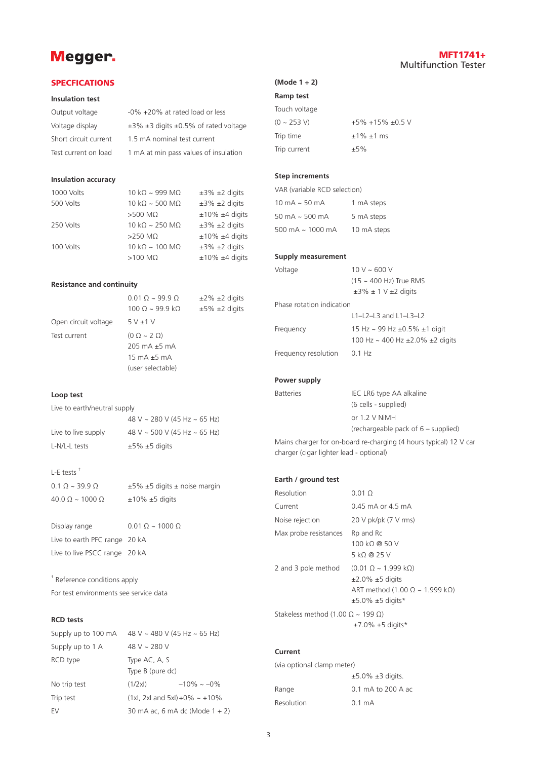## SPECFICATIONS

### Insulation test

| | |
|---|---|
| Output voltage | -0% +20% at rated load or less |
| Voltage display | ±3% ±3 digits ±0.5% of rated voltage |
| Short circuit current | 1.5 mA nominal test current |
| Test current on load | 1 mA at min pass values of insulation |

### Insulation accuracy

| | | |
|---|---|---|
| 1000 Volts | 10 kΩ ~ 999 MΩ | ±3% ±2 digits |
| 500 Volts | 10 kΩ ~ 500 MΩ | ±3% ±2 digits |
| | >500 MΩ | ±10% ±4 digits |
| 250 Volts | 10 kΩ ~ 250 MΩ | ±3% ±2 digits |
| | >250 MΩ | ±10% ±4 digits |
| 100 Volts | 10 kΩ ~ 100 MΩ | ±3% ±2 digits |
| | >100 MΩ | ±10% ±4 digits |

### Resistance and continuity

| | | |
|---|---|---|
| | 0.01 Ω ~ 99.9 Ω | ±2% ±2 digits |
| | 100 Ω ~ 99.9 kΩ | ±5% ±2 digits |
| Open circuit voltage | 5 V ±1 V | |
| Test current | (0 Ω ~ 2 Ω) 205 mA ±5 mA 15 mA ±5 mA (user selectable) | |

### Loop test

Live to earth/neutral supply

| | |
|---|---|
| | 48 V ~ 280 V (45 Hz ~ 65 Hz) |
| Live to live supply | 48 V ~ 500 V (45 Hz ~ 65 Hz) |
| L-N/L-L tests | ±5% ±5 digits |

L-E tests [†]

| | |
|---|---|
| 0.1 Ω ~ 39.9 Ω | ±5% ±5 digits ± noise margin |
| 40.0 Ω ~ 1000 Ω | ±10% ±5 digits |

| | |
|---|---|
| Display range | 0.01 Ω ~ 1000 Ω |
| Live to earth PFC range | 20 kA |
| Live to live PSCC range | 20 kA |

[†] Reference conditions apply

For test environments see service data

### RCD tests

| | | |
|---|---|---|
| Supply up to 100 mA | 48 V ~ 480 V (45 Hz ~ 65 Hz) | |
| Supply up to 1 A | 48 V ~ 280 V | |
| RCD type | Type AC, A, S<br>Type B (pure dc) | |
| No trip test | (1/2xI) | –10% ~ –0% |
| Trip test | (1xI, 2xI and 5xI) | +0% ~ +10% |
| EV | 30 mA ac, 6 mA dc (Mode 1 + 2) | |

### (Mode 1 + 2)

### Ramp test

| | |
|---|---|
| Touch voltage | |
| (0 ~ 253 V) | +5% +15% ±0.5 V |
| Trip time | ±1% ±1 ms |
| Trip current | ±5% |

### Step increments

VAR (variable RCD selection)

| | |
|---|---|
| 10 mA ~ 50 mA | 1 mA steps |
| 50 mA ~ 500 mA | 5 mA steps |
| 500 mA ~ 1000 mA | 10 mA steps |

### Supply measurement

| | |
|---|---|
| Voltage | 10 V ~ 600 V (15 ~ 400 Hz) True RMS ±3% ± 1 V ±2 digits |
| Phase rotation indication | L1–L2–L3 and L1–L3–L2 |
| Frequency | 15 Hz ~ 99 Hz ±0.5% ±1 digit<br>100 Hz ~ 400 Hz ±2.0% ±2 digits |
| Frequency resolution | 0.1 Hz |

### Power supply

| | |
|---|---|
| Batteries | IEC LR6 type AA alkaline (6 cells - supplied)<br>or 1.2 V NiMH (rechargeable pack of 6 – supplied) |

Mains charger for on-board re-charging (4 hours typical) 12 V car charger (cigar lighter lead - optional)

### Earth / ground test

| | |
|---|---|
| Resolution | 0.01 Ω |
| Current | 0.45 mA or 4.5 mA |
| Noise rejection | 20 V pk/pk (7 V rms) |
| Max probe resistances | Rp and Rc<br>100 kΩ @ 50 V<br>5 kΩ @ 25 V |
| 2 and 3 pole method | (0.01 Ω ~ 1.999 kΩ)<br>±2.0% ±5 digits<br>ART method (1.00 Ω ~ 1.999 kΩ)<br>±5.0% ±5 digits* |
| Stakeless method (1.00 Ω ~ 199 Ω) | ±7.0% ±5 digits* |

### Current

(via optional clamp meter)

| | |
|---|---|
| | ±5.0% ±3 digits. |
| Range | 0.1 mA to 200 A ac |
| Resolution | 0.1 mA |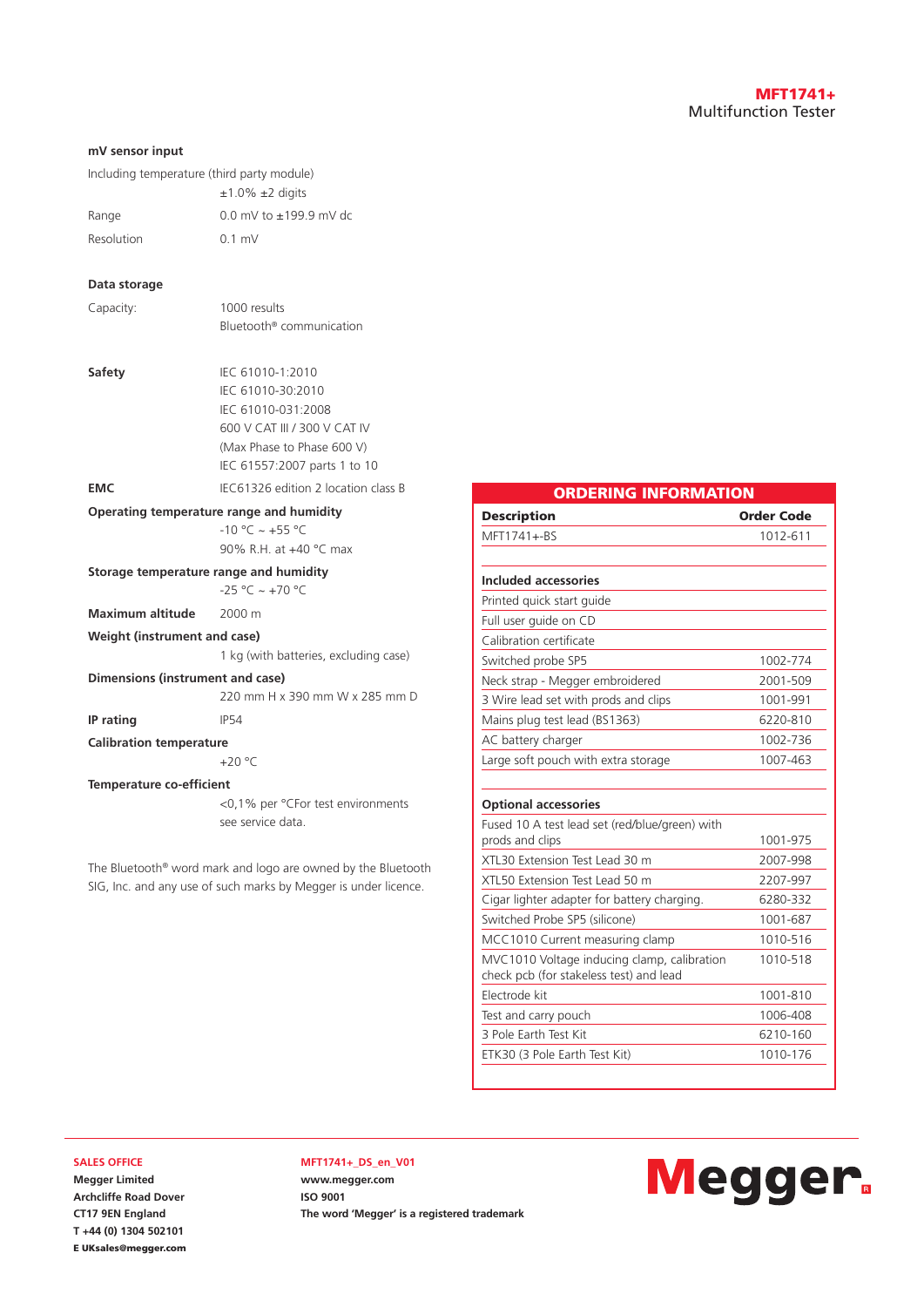**MFT1741+**
Multifunction Tester

### mV sensor input

Including temperature (third party module)

| | |
|---|---|
| | ±1.0% ±2 digits |
| Range | 0.0 mV to ±199.9 mV dc |
| Resolution | 0.1 mV |

### Data storage

| | |
|---|---|
| Capacity: | 1000 results<br>Bluetooth® communication |

| | |
|---|---|
| **Safety** | IEC 61010-1:2010<br>IEC 61010-30:2010<br>IEC 61010-031:2008<br>600 V CAT III / 300 V CAT IV<br>(Max Phase to Phase 600 V)<br>IEC 61557:2007 parts 1 to 10 |
| **EMC** | IEC61326 edition 2 location class B |

**Operating temperature range and humidity**
-10 °C ~ +55 °C
90% R.H. at +40 °C max

**Storage temperature range and humidity**
-25 °C ~ +70 °C

**Maximum altitude** 2000 m

**Weight (instrument and case)**
1 kg (with batteries, excluding case)

**Dimensions (instrument and case)**
220 mm H x 390 mm W x 285 mm D

**IP rating** IP54

**Calibration temperature**
+20 °C

**Temperature co-efficient**
<0,1% per °CFor test environments see service data.

The Bluetooth® word mark and logo are owned by the Bluetooth SIG, Inc. and any use of such marks by Megger is under licence.

## ORDERING INFORMATION

| Description | Order Code |
|---|---|
| MFT1741+-BS | 1012-611 |
| **Included accessories** | |
| Printed quick start guide | |
| Full user guide on CD | |
| Calibration certificate | |
| Switched probe SP5 | 1002-774 |
| Neck strap - Megger embroidered | 2001-509 |
| 3 Wire lead set with prods and clips | 1001-991 |
| Mains plug test lead (BS1363) | 6220-810 |
| AC battery charger | 1002-736 |
| Large soft pouch with extra storage | 1007-463 |
| **Optional accessories** | |
| Fused 10 A test lead set (red/blue/green) with prods and clips | 1001-975 |
| XTL30 Extension Test Lead 30 m | 2007-998 |
| XTL50 Extension Test Lead 50 m | 2207-997 |
| Cigar lighter adapter for battery charging. | 6280-332 |
| Switched Probe SP5 (silicone) | 1001-687 |
| MCC1010 Current measuring clamp | 1010-516 |
| MVC1010 Voltage inducing clamp, calibration check pcb (for stakeless test) and lead | 1010-518 |
| Electrode kit | 1001-810 |
| Test and carry pouch | 1006-408 |
| 3 Pole Earth Test Kit | 6210-160 |
| ETK30 (3 Pole Earth Test Kit) | 1010-176 |

**SALES OFFICE**
**Megger Limited**
**Archcliffe Road Dover**
**CT17 9EN England**
**T +44 (0) 1304 502101**
**E UKsales@megger.com**

**MFT1741+_DS_en_V01**
**www.megger.com**
**ISO 9001**
**The word 'Megger' is a registered trademark**

Megger.